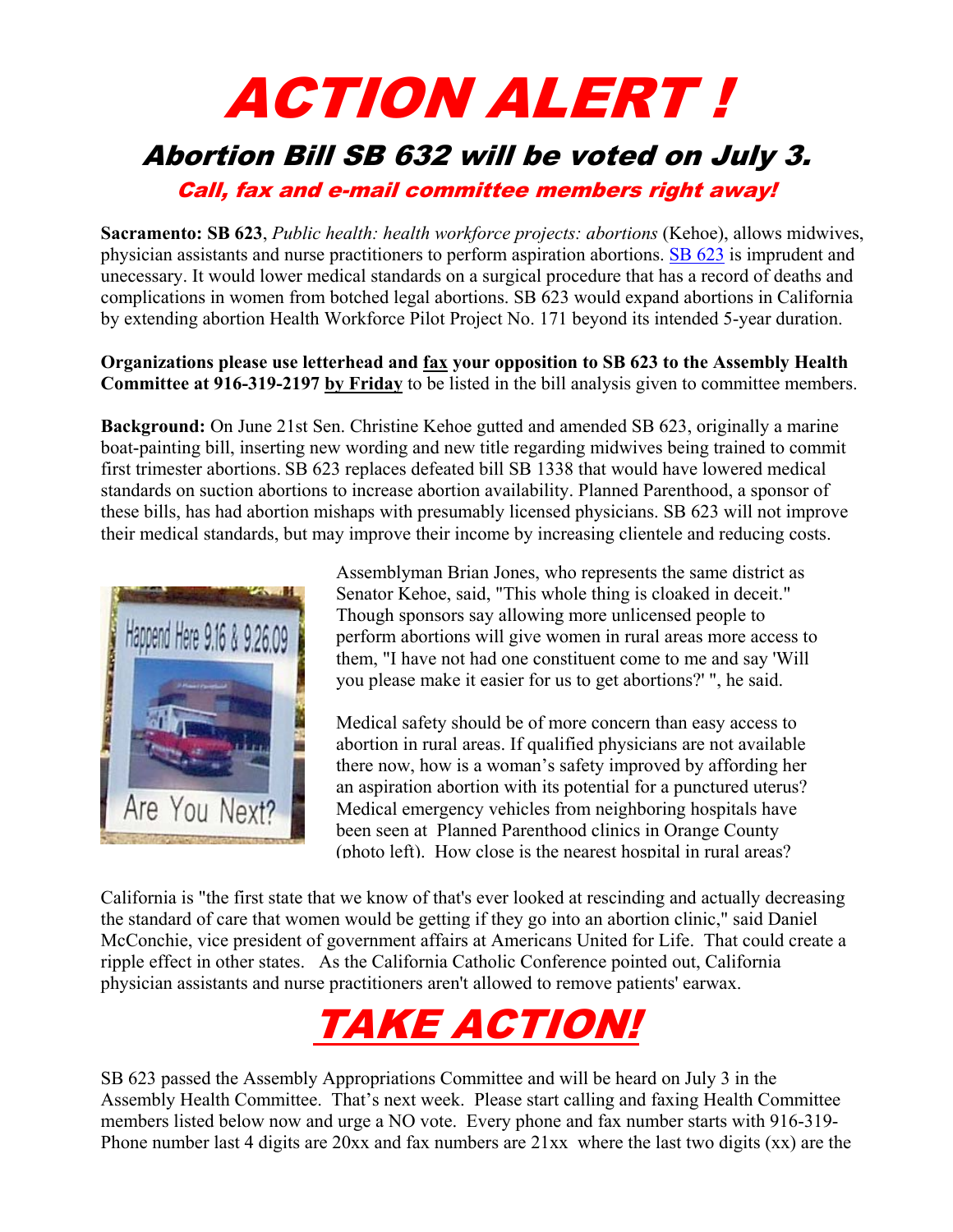# ACTION ALERT !

## Abortion Bill SB 632 will be voted on July 3.

### Call, fax and e-mail committee members right away!

**Sacramento: SB 623**, *Public health: health workforce projects: abortions* (Kehoe), allows midwives, physician assistants and nurse practitioners to perform aspiration abortions. SB 623 is imprudent and unecessary. It would lower medical standards on a surgical procedure that has a record of deaths and complications in women from botched legal abortions. SB 623 would expand abortions in California by extending abortion Health Workforce Pilot Project No. 171 beyond its intended 5-year duration.

**Organizations please use letterhead and fax your opposition to SB 623 to the Assembly Health Committee at 916-319-2197 by Friday** to be listed in the bill analysis given to committee members.

**Background:** On June 21st Sen. Christine Kehoe gutted and amended SB 623, originally a marine boat-painting bill, inserting new wording and new title regarding midwives being trained to commit first trimester abortions. SB 623 replaces defeated bill SB 1338 that would have lowered medical standards on suction abortions to increase abortion availability. Planned Parenthood, a sponsor of these bills, has had abortion mishaps with presumably licensed physicians. SB 623 will not improve their medical standards, but may improve their income by increasing clientele and reducing costs.

Assemblyman Brian Jones, who represents the same district as Senator Kehoe, said, "This whole thing is cloaked in deceit." Though sponsors say allowing more unlicensed people to perform abortions will give women in rural areas more access to them, "I have not had one constituent come to me and say 'Will you please make it easier for us to get abortions?' ", he said.

Medical safety should be of more concern than easy access to abortion in rural areas. If qualified physicians are not available there now, how is a woman's safety improved by affording her an aspiration abortion with its potential for a punctured uterus? Medical emergency vehicles from neighboring hospitals have been seen at Planned Parenthood clinics in Orange County (photo left). How close is the nearest hospital in rural areas?

California is "the first state that we know of that's ever looked at rescinding and actually decreasing the standard of care that women would be getting if they go into an abortion clinic," said Daniel McConchie, vice president of government affairs at Americans United for Life. That could create a ripple effect in other states. As the California Catholic Conference pointed out, California physician assistants and nurse practitioners aren't allowed to remove patients' earwax.

# TAKE ACTION!

SB 623 passed the Assembly Appropriations Committee and will be heard on July 3 in the Assembly Health Committee. That's next week. Please start calling and faxing Health Committee members listed below now and urge a NO vote. Every phone and fax number starts with 916-319-Phone number last 4 digits are 20xx and fax numbers are 21xx where the last two digits (xx) are the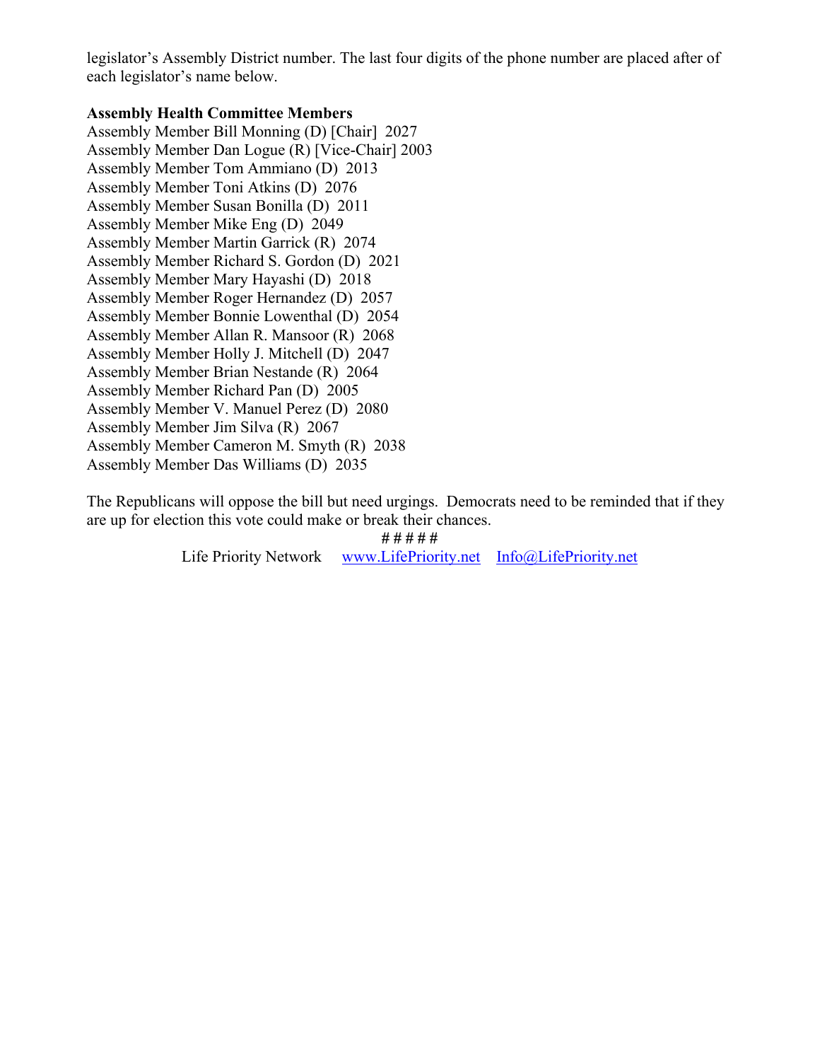legislator's Assembly District number. The last four digits of the phone number are placed after of each legislator's name below.

**Assembly Health Committee Members**

Assembly Member Bill Monning (D) [Chair] 2027
Assembly Member Dan Logue (R) [Vice-Chair] 2003
Assembly Member Tom Ammiano (D) 2013
Assembly Member Toni Atkins (D) 2076
Assembly Member Susan Bonilla (D) 2011
Assembly Member Mike Eng (D) 2049
Assembly Member Martin Garrick (R) 2074
Assembly Member Richard S. Gordon (D) 2021
Assembly Member Mary Hayashi (D) 2018
Assembly Member Roger Hernandez (D) 2057
Assembly Member Bonnie Lowenthal (D) 2054
Assembly Member Allan R. Mansoor (R) 2068
Assembly Member Holly J. Mitchell (D) 2047
Assembly Member Brian Nestande (R) 2064
Assembly Member Richard Pan (D) 2005
Assembly Member V. Manuel Perez (D) 2080
Assembly Member Jim Silva (R) 2067
Assembly Member Cameron M. Smyth (R) 2038
Assembly Member Das Williams (D) 2035

The Republicans will oppose the bill but need urgings. Democrats need to be reminded that if they are up for election this vote could make or break their chances.

# # # # #

Life Priority Network www.LifePriority.net Info@LifePriority.net